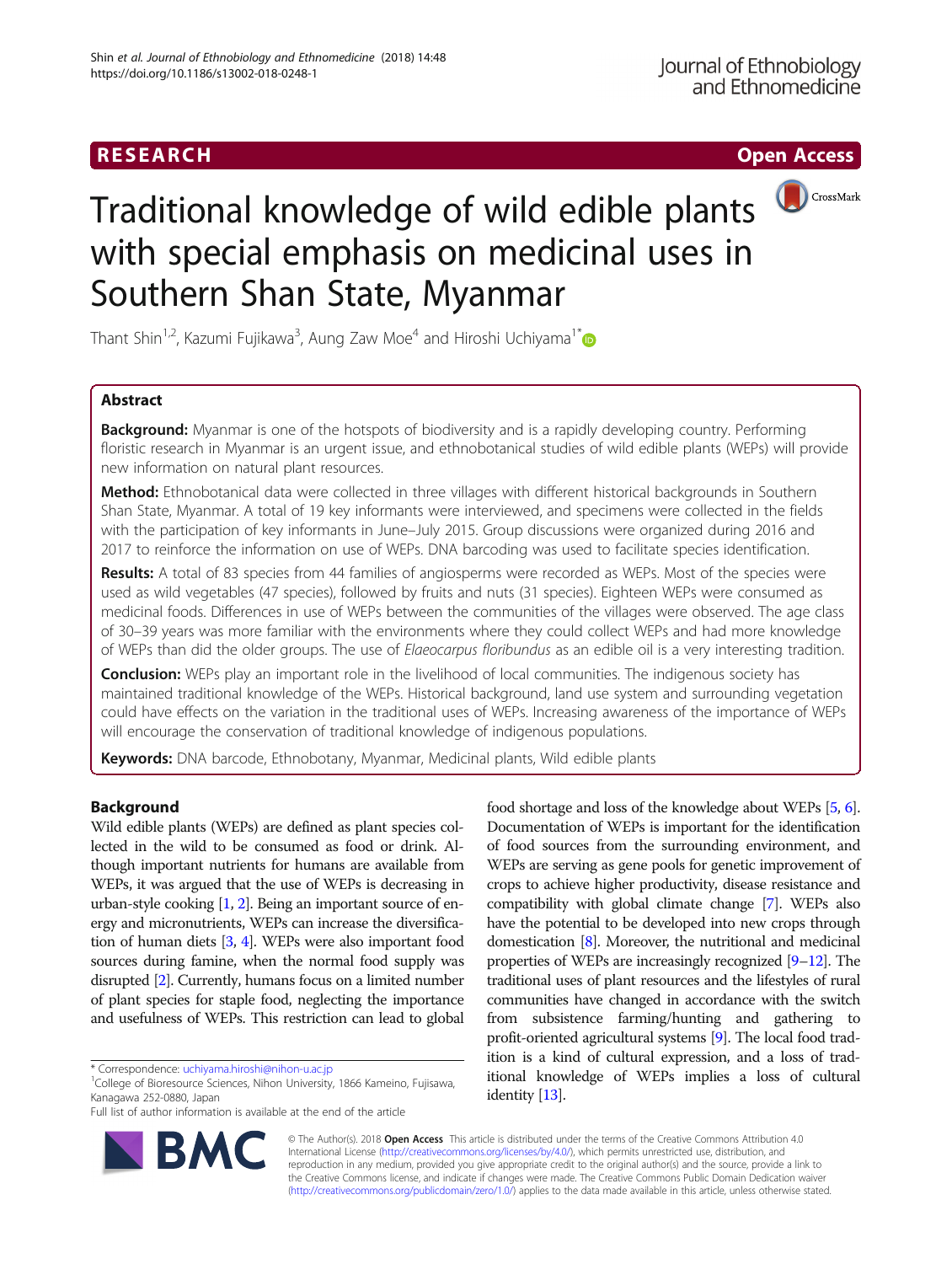RESEARCH Open Access

# Traditional knowledge of wild edible plants with special emphasis on medicinal uses in Southern Shan State, Myanmar

Thant Shin[1,2], Kazumi Fujikawa[3], Aung Zaw Moe[4] and Hiroshi Uchiyama[1*]

## Abstract

**Background:** Myanmar is one of the hotspots of biodiversity and is a rapidly developing country. Performing floristic research in Myanmar is an urgent issue, and ethnobotanical studies of wild edible plants (WEPs) will provide new information on natural plant resources.

**Method:** Ethnobotanical data were collected in three villages with different historical backgrounds in Southern Shan State, Myanmar. A total of 19 key informants were interviewed, and specimens were collected in the fields with the participation of key informants in June–July 2015. Group discussions were organized during 2016 and 2017 to reinforce the information on use of WEPs. DNA barcoding was used to facilitate species identification.

**Results:** A total of 83 species from 44 families of angiosperms were recorded as WEPs. Most of the species were used as wild vegetables (47 species), followed by fruits and nuts (31 species). Eighteen WEPs were consumed as medicinal foods. Differences in use of WEPs between the communities of the villages were observed. The age class of 30–39 years was more familiar with the environments where they could collect WEPs and had more knowledge of WEPs than did the older groups. The use of *Elaeocarpus floribundus* as an edible oil is a very interesting tradition.

**Conclusion:** WEPs play an important role in the livelihood of local communities. The indigenous society has maintained traditional knowledge of the WEPs. Historical background, land use system and surrounding vegetation could have effects on the variation in the traditional uses of WEPs. Increasing awareness of the importance of WEPs will encourage the conservation of traditional knowledge of indigenous populations.

**Keywords:** DNA barcode, Ethnobotany, Myanmar, Medicinal plants, Wild edible plants

## Background

Wild edible plants (WEPs) are defined as plant species collected in the wild to be consumed as food or drink. Although important nutrients for humans are available from WEPs, it was argued that the use of WEPs is decreasing in urban-style cooking [1, 2]. Being an important source of energy and micronutrients, WEPs can increase the diversification of human diets [3, 4]. WEPs were also important food sources during famine, when the normal food supply was disrupted [2]. Currently, humans focus on a limited number of plant species for staple food, neglecting the importance and usefulness of WEPs. This restriction can lead to global food shortage and loss of the knowledge about WEPs [5, 6]. Documentation of WEPs is important for the identification of food sources from the surrounding environment, and WEPs are serving as gene pools for genetic improvement of crops to achieve higher productivity, disease resistance and compatibility with global climate change [7]. WEPs also have the potential to be developed into new crops through domestication [8]. Moreover, the nutritional and medicinal properties of WEPs are increasingly recognized [9–12]. The traditional uses of plant resources and the lifestyles of rural communities have changed in accordance with the switch from subsistence farming/hunting and gathering to profit-oriented agricultural systems [9]. The local food tradition is a kind of cultural expression, and a loss of traditional knowledge of WEPs implies a loss of cultural identity [13].

\* Correspondence: uchiyama.hiroshi@nihon-u.ac.jp
[1]College of Bioresource Sciences, Nihon University, 1866 Kameino, Fujisawa, Kanagawa 252-0880, Japan
Full list of author information is available at the end of the article

© The Author(s). 2018 **Open Access** This article is distributed under the terms of the Creative Commons Attribution 4.0 International License (http://creativecommons.org/licenses/by/4.0/), which permits unrestricted use, distribution, and reproduction in any medium, provided you give appropriate credit to the original author(s) and the source, provide a link to the Creative Commons license, and indicate if changes were made. The Creative Commons Public Domain Dedication waiver (http://creativecommons.org/publicdomain/zero/1.0/) applies to the data made available in this article, unless otherwise stated.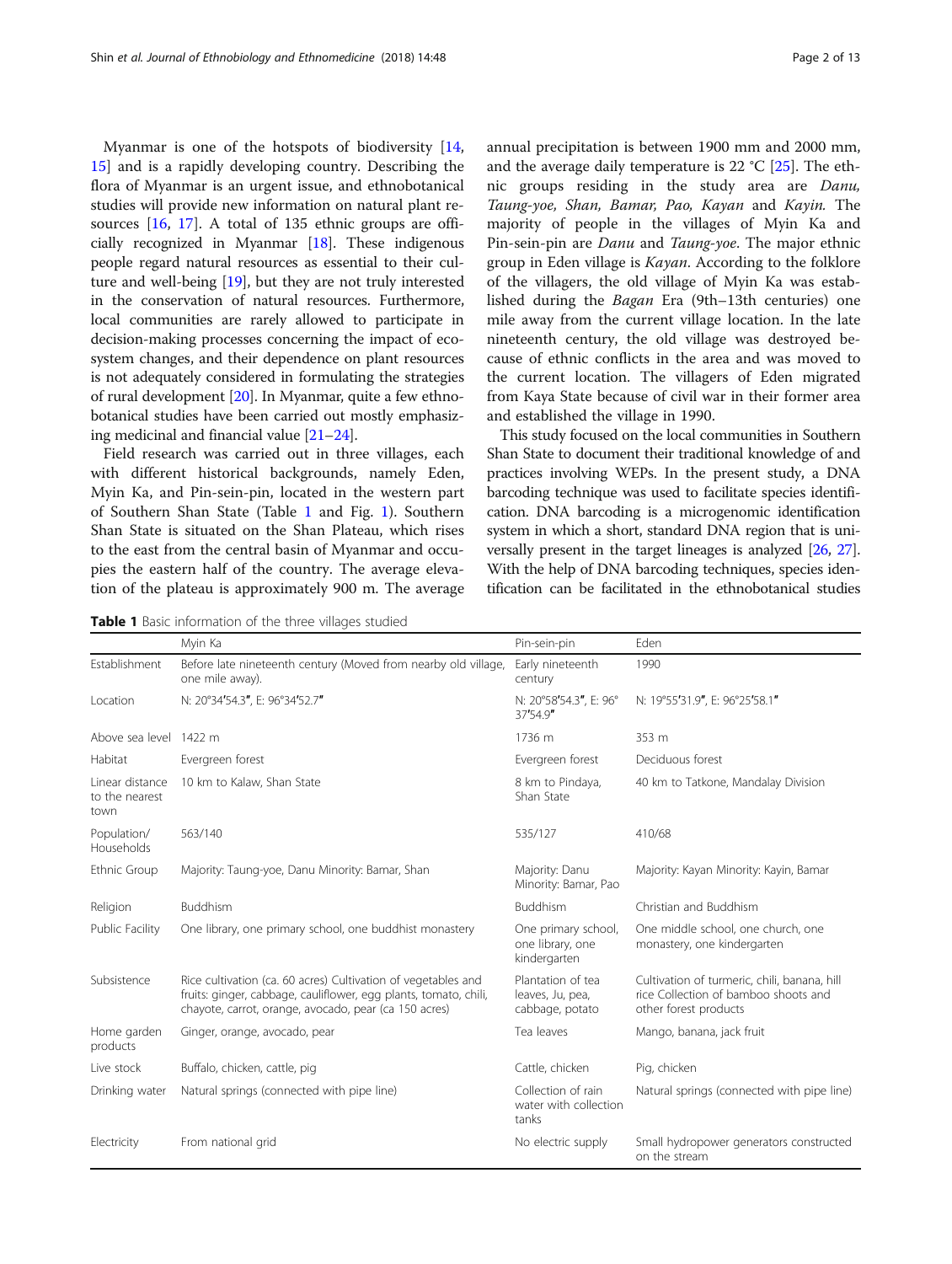Myanmar is one of the hotspots of biodiversity [14, 15] and is a rapidly developing country. Describing the flora of Myanmar is an urgent issue, and ethnobotanical studies will provide new information on natural plant resources [16, 17]. A total of 135 ethnic groups are officially recognized in Myanmar [18]. These indigenous people regard natural resources as essential to their culture and well-being [19], but they are not truly interested in the conservation of natural resources. Furthermore, local communities are rarely allowed to participate in decision-making processes concerning the impact of ecosystem changes, and their dependence on plant resources is not adequately considered in formulating the strategies of rural development [20]. In Myanmar, quite a few ethnobotanical studies have been carried out mostly emphasizing medicinal and financial value [21–24].

Field research was carried out in three villages, each with different historical backgrounds, namely Eden, Myin Ka, and Pin-sein-pin, located in the western part of Southern Shan State (Table 1 and Fig. 1). Southern Shan State is situated on the Shan Plateau, which rises to the east from the central basin of Myanmar and occupies the eastern half of the country. The average elevation of the plateau is approximately 900 m. The average annual precipitation is between 1900 mm and 2000 mm, and the average daily temperature is 22 °C [25]. The ethnic groups residing in the study area are *Danu, Taung-yoe, Shan, Bamar, Pao, Kayan* and *Kayin.* The majority of people in the villages of Myin Ka and Pin-sein-pin are *Danu* and *Taung-yoe*. The major ethnic group in Eden village is *Kayan*. According to the folklore of the villagers, the old village of Myin Ka was established during the *Bagan* Era (9th–13th centuries) one mile away from the current village location. In the late nineteenth century, the old village was destroyed because of ethnic conflicts in the area and was moved to the current location. The villagers of Eden migrated from Kaya State because of civil war in their former area and established the village in 1990.

This study focused on the local communities in Southern Shan State to document their traditional knowledge of and practices involving WEPs. In the present study, a DNA barcoding technique was used to facilitate species identification. DNA barcoding is a microgenomic identification system in which a short, standard DNA region that is universally present in the target lineages is analyzed [26, 27]. With the help of DNA barcoding techniques, species identification can be facilitated in the ethnobotanical studies

**Table 1** Basic information of the three villages studied

| | Myin Ka | Pin-sein-pin | Eden |
|---|---|---|---|
| Establishment | Before late nineteenth century (Moved from nearby old village, one mile away). | Early nineteenth century | 1990 |
| Location | N: 20°34′54.3″, E: 96°34′52.7″ | N: 20°58′54.3″, E: 96° 37′54.9″ | N: 19°55′31.9″, E: 96°25′58.1″ |
| Above sea level | 1422 m | 1736 m | 353 m |
| Habitat | Evergreen forest | Evergreen forest | Deciduous forest |
| Linear distance to the nearest town | 10 km to Kalaw, Shan State | 8 km to Pindaya, Shan State | 40 km to Tatkone, Mandalay Division |
| Population/ Households | 563/140 | 535/127 | 410/68 |
| Ethnic Group | Majority: Taung-yoe, Danu Minority: Bamar, Shan | Majority: Danu Minority: Bamar, Pao | Majority: Kayan Minority: Kayin, Bamar |
| Religion | Buddhism | Buddhism | Christian and Buddhism |
| Public Facility | One library, one primary school, one buddhist monastery | One primary school, one library, one kindergarten | One middle school, one church, one monastery, one kindergarten |
| Subsistence | Rice cultivation (ca. 60 acres) Cultivation of vegetables and fruits: ginger, cabbage, cauliflower, egg plants, tomato, chili, chayote, carrot, orange, avocado, pear (ca 150 acres) | Plantation of tea leaves, Ju, pea, cabbage, potato | Cultivation of turmeric, chili, banana, hill rice Collection of bamboo shoots and other forest products |
| Home garden products | Ginger, orange, avocado, pear | Tea leaves | Mango, banana, jack fruit |
| Live stock | Buffalo, chicken, cattle, pig | Cattle, chicken | Pig, chicken |
| Drinking water | Natural springs (connected with pipe line) | Collection of rain water with collection tanks | Natural springs (connected with pipe line) |
| Electricity | From national grid | No electric supply | Small hydropower generators constructed on the stream |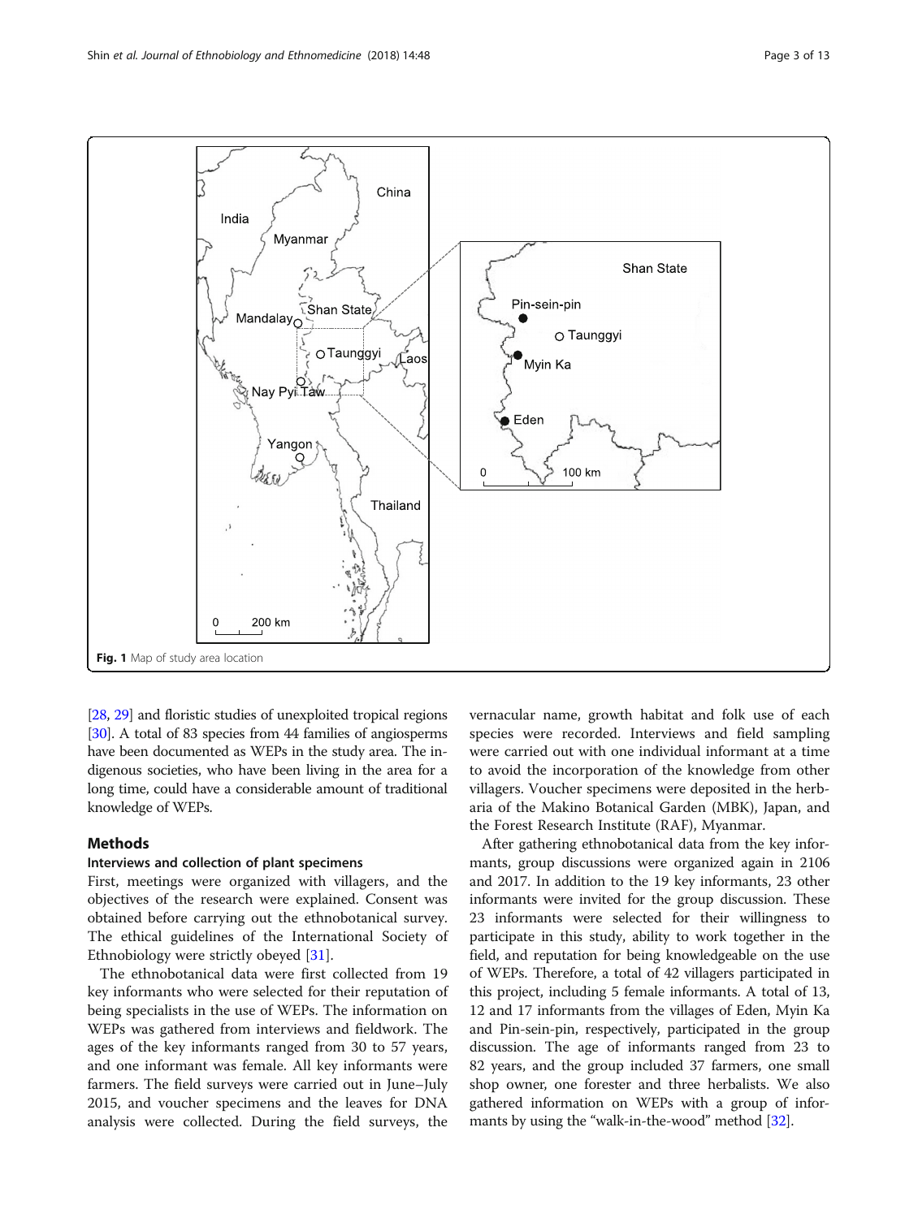Fig. 1 Map of study area location

[28, 29] and floristic studies of unexploited tropical regions [30]. A total of 83 species from 44 families of angiosperms have been documented as WEPs in the study area. The indigenous societies, who have been living in the area for a long time, could have a considerable amount of traditional knowledge of WEPs.

## Methods

### Interviews and collection of plant specimens

First, meetings were organized with villagers, and the objectives of the research were explained. Consent was obtained before carrying out the ethnobotanical survey. The ethical guidelines of the International Society of Ethnobiology were strictly obeyed [31].

The ethnobotanical data were first collected from 19 key informants who were selected for their reputation of being specialists in the use of WEPs. The information on WEPs was gathered from interviews and fieldwork. The ages of the key informants ranged from 30 to 57 years, and one informant was female. All key informants were farmers. The field surveys were carried out in June–July 2015, and voucher specimens and the leaves for DNA analysis were collected. During the field surveys, the vernacular name, growth habitat and folk use of each species were recorded. Interviews and field sampling were carried out with one individual informant at a time to avoid the incorporation of the knowledge from other villagers. Voucher specimens were deposited in the herbaria of the Makino Botanical Garden (MBK), Japan, and the Forest Research Institute (RAF), Myanmar.

After gathering ethnobotanical data from the key informants, group discussions were organized again in 2106 and 2017. In addition to the 19 key informants, 23 other informants were invited for the group discussion. These 23 informants were selected for their willingness to participate in this study, ability to work together in the field, and reputation for being knowledgeable on the use of WEPs. Therefore, a total of 42 villagers participated in this project, including 5 female informants. A total of 13, 12 and 17 informants from the villages of Eden, Myin Ka and Pin-sein-pin, respectively, participated in the group discussion. The age of informants ranged from 23 to 82 years, and the group included 37 farmers, one small shop owner, one forester and three herbalists. We also gathered information on WEPs with a group of informants by using the "walk-in-the-wood" method [32].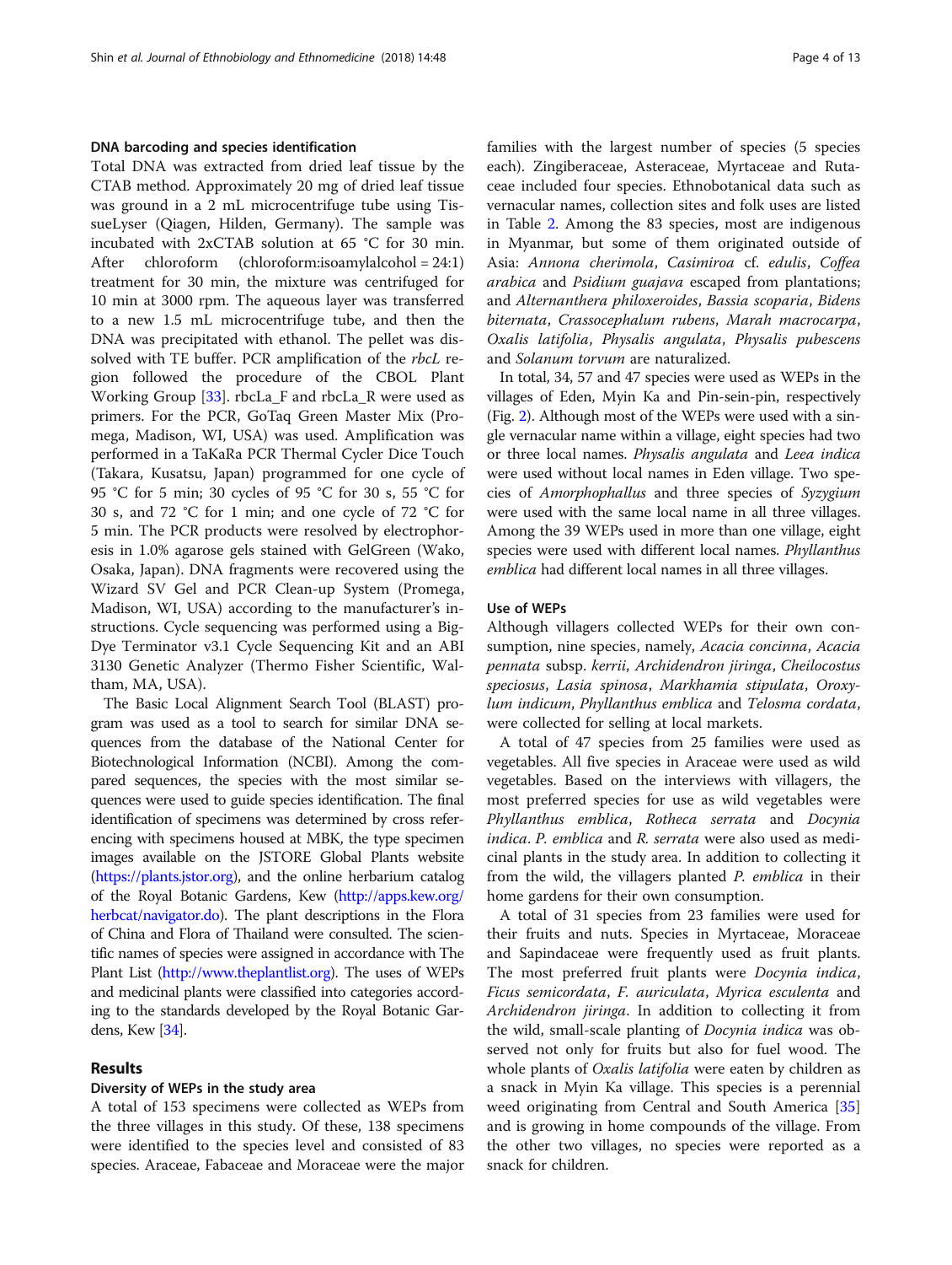### DNA barcoding and species identification

Total DNA was extracted from dried leaf tissue by the CTAB method. Approximately 20 mg of dried leaf tissue was ground in a 2 mL microcentrifuge tube using TissueLyser (Qiagen, Hilden, Germany). The sample was incubated with 2xCTAB solution at 65 °C for 30 min. After chloroform (chloroform:isoamylalcohol = 24:1) treatment for 30 min, the mixture was centrifuged for 10 min at 3000 rpm. The aqueous layer was transferred to a new 1.5 mL microcentrifuge tube, and then the DNA was precipitated with ethanol. The pellet was dissolved with TE buffer. PCR amplification of the *rbcL* region followed the procedure of the CBOL Plant Working Group [33]. rbcLa_F and rbcLa_R were used as primers. For the PCR, GoTaq Green Master Mix (Promega, Madison, WI, USA) was used. Amplification was performed in a TaKaRa PCR Thermal Cycler Dice Touch (Takara, Kusatsu, Japan) programmed for one cycle of 95 °C for 5 min; 30 cycles of 95 °C for 30 s, 55 °C for 30 s, and 72 °C for 1 min; and one cycle of 72 °C for 5 min. The PCR products were resolved by electrophoresis in 1.0% agarose gels stained with GelGreen (Wako, Osaka, Japan). DNA fragments were recovered using the Wizard SV Gel and PCR Clean-up System (Promega, Madison, WI, USA) according to the manufacturer's instructions. Cycle sequencing was performed using a BigDye Terminator v3.1 Cycle Sequencing Kit and an ABI 3130 Genetic Analyzer (Thermo Fisher Scientific, Waltham, MA, USA).

The Basic Local Alignment Search Tool (BLAST) program was used as a tool to search for similar DNA sequences from the database of the National Center for Biotechnological Information (NCBI). Among the compared sequences, the species with the most similar sequences were used to guide species identification. The final identification of specimens was determined by cross referencing with specimens housed at MBK, the type specimen images available on the JSTORE Global Plants website (https://plants.jstor.org), and the online herbarium catalog of the Royal Botanic Gardens, Kew (http://apps.kew.org/herbcat/navigator.do). The plant descriptions in the Flora of China and Flora of Thailand were consulted. The scientific names of species were assigned in accordance with The Plant List (http://www.theplantlist.org). The uses of WEPs and medicinal plants were classified into categories according to the standards developed by the Royal Botanic Gardens, Kew [34].

## Results

### Diversity of WEPs in the study area

A total of 153 specimens were collected as WEPs from the three villages in this study. Of these, 138 specimens were identified to the species level and consisted of 83 species. Araceae, Fabaceae and Moraceae were the major families with the largest number of species (5 species each). Zingiberaceae, Asteraceae, Myrtaceae and Rutaceae included four species. Ethnobotanical data such as vernacular names, collection sites and folk uses are listed in Table 2. Among the 83 species, most are indigenous in Myanmar, but some of them originated outside of Asia: *Annona cherimola*, *Casimiroa* cf. *edulis*, *Coffea arabica* and *Psidium guajava* escaped from plantations; and *Alternanthera philoxeroides*, *Bassia scoparia*, *Bidens biternata*, *Crassocephalum rubens*, *Marah macrocarpa*, *Oxalis latifolia*, *Physalis angulata*, *Physalis pubescens* and *Solanum torvum* are naturalized.

In total, 34, 57 and 47 species were used as WEPs in the villages of Eden, Myin Ka and Pin-sein-pin, respectively (Fig. 2). Although most of the WEPs were used with a single vernacular name within a village, eight species had two or three local names. *Physalis angulata* and *Leea indica* were used without local names in Eden village. Two species of *Amorphophallus* and three species of *Syzygium* were used with the same local name in all three villages. Among the 39 WEPs used in more than one village, eight species were used with different local names. *Phyllanthus emblica* had different local names in all three villages.

### Use of WEPs

Although villagers collected WEPs for their own consumption, nine species, namely, *Acacia concinna*, *Acacia pennata* subsp. *kerrii*, *Archidendron jiringa*, *Cheilocostus speciosus*, *Lasia spinosa*, *Markhamia stipulata*, *Oroxylum indicum*, *Phyllanthus emblica* and *Telosma cordata*, were collected for selling at local markets.

A total of 47 species from 25 families were used as vegetables. All five species in Araceae were used as wild vegetables. Based on the interviews with villagers, the most preferred species for use as wild vegetables were *Phyllanthus emblica*, *Rotheca serrata* and *Docynia indica*. *P. emblica* and *R. serrata* were also used as medicinal plants in the study area. In addition to collecting it from the wild, the villagers planted *P. emblica* in their home gardens for their own consumption.

A total of 31 species from 23 families were used for their fruits and nuts. Species in Myrtaceae, Moraceae and Sapindaceae were frequently used as fruit plants. The most preferred fruit plants were *Docynia indica*, *Ficus semicordata*, *F. auriculata*, *Myrica esculenta* and *Archidendron jiringa*. In addition to collecting it from the wild, small-scale planting of *Docynia indica* was observed not only for fruits but also for fuel wood. The whole plants of *Oxalis latifolia* were eaten by children as a snack in Myin Ka village. This species is a perennial weed originating from Central and South America [35] and is growing in home compounds of the village. From the other two villages, no species were reported as a snack for children.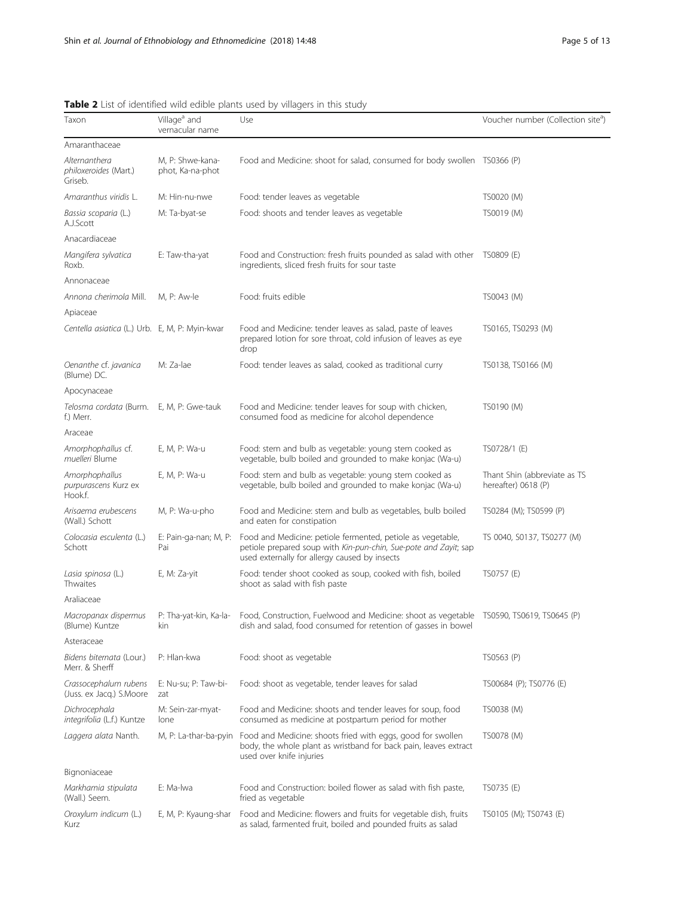**Table 2** List of identified wild edible plants used by villagers in this study

| Taxon | Village[a] and vernacular name | Use | Voucher number (Collection site[a]) |
|---|---|---|---|
| Amaranthaceae | | | |
| *Alternanthera philoxeroides* (Mart.) Griseb. | M, P: Shwe-kana-phot, Ka-na-phot | Food and Medicine: shoot for salad, consumed for body swollen | TS0366 (P) |
| *Amaranthus viridis* L. | M: Hin-nu-nwe | Food: tender leaves as vegetable | TS0020 (M) |
| *Bassia scoparia* (L.) A.J.Scott | M: Ta-byat-se | Food: shoots and tender leaves as vegetable | TS0019 (M) |
| Anacardiaceae | | | |
| *Mangifera sylvatica* Roxb. | E: Taw-tha-yat | Food and Construction: fresh fruits pounded as salad with other ingredients, sliced fresh fruits for sour taste | TS0809 (E) |
| Annonaceae | | | |
| *Annona cherimola* Mill. | M, P: Aw-le | Food: fruits edible | TS0043 (M) |
| Apiaceae | | | |
| *Centella asiatica* (L.) Urb. | E, M, P: Myin-kwar | Food and Medicine: tender leaves as salad, paste of leaves prepared lotion for sore throat, cold infusion of leaves as eye drop | TS0165, TS0293 (M) |
| *Oenanthe* cf. *javanica* (Blume) DC. | M: Za-lae | Food: tender leaves as salad, cooked as traditional curry | TS0138, TS0166 (M) |
| Apocynaceae | | | |
| *Telosma cordata* (Burm. f.) Merr. | E, M, P: Gwe-tauk | Food and Medicine: tender leaves for soup with chicken, consumed food as medicine for alcohol dependence | TS0190 (M) |
| Araceae | | | |
| *Amorphophallus* cf. *muelleri* Blume | E, M, P: Wa-u | Food: stem and bulb as vegetable: young stem cooked as vegetable, bulb boiled and grounded to make konjac (Wa-u) | TS0728/1 (E) |
| *Amorphophallus purpurascens* Kurz ex Hook.f. | E, M, P: Wa-u | Food: stem and bulb as vegetable: young stem cooked as vegetable, bulb boiled and grounded to make konjac (Wa-u) | Thant Shin (abbreviate as TS hereafter) 0618 (P) |
| *Arisaema erubescens* (Wall.) Schott | M, P: Wa-u-pho | Food and Medicine: stem and bulb as vegetables, bulb boiled and eaten for constipation | TS0284 (M); TS0599 (P) |
| *Colocasia esculenta* (L.) Schott | E: Pain-ga-nan; M, P: Pai | Food and Medicine: petiole fermented, petiole as vegetable, petiole prepared soup with *Kin-pun-chin, Sue-pote and Zayit*; sap used externally for allergy caused by insects | TS 0040, S0137, TS0277 (M) |
| *Lasia spinosa* (L.) Thwaites | E, M: Za-yit | Food: tender shoot cooked as soup, cooked with fish, boiled shoot as salad with fish paste | TS0757 (E) |
| Araliaceae | | | |
| *Macropanax dispermus* (Blume) Kuntze | P: Tha-yat-kin, Ka-la-kin | Food, Construction, Fuelwood and Medicine: shoot as vegetable dish and salad, food consumed for retention of gasses in bowel | TS0590, TS0619, TS0645 (P) |
| Asteraceae | | | |
| *Bidens biternata* (Lour.) Merr. & Sherff | P: Hlan-kwa | Food: shoot as vegetable | TS0563 (P) |
| *Crassocephalum rubens* (Juss. ex Jacq.) S.Moore | E: Nu-su; P: Taw-bi-zat | Food: shoot as vegetable, tender leaves for salad | TS00684 (P); TS0776 (E) |
| *Dichrocephala integrifolia* (L.f.) Kuntze | M: Sein-zar-myat-lone | Food and Medicine: shoots and tender leaves for soup, food consumed as medicine at postpartum period for mother | TS0038 (M) |
| *Laggera alata* Nanth. | M, P: La-thar-ba-pyin | Food and Medicine: shoots fried with eggs, good for swollen body, the whole plant as wristband for back pain, leaves extract used over knife injuries | TS0078 (M) |
| Bignoniaceae | | | |
| *Markhamia stipulata* (Wall.) Seem. | E: Ma-lwa | Food and Construction: boiled flower as salad with fish paste, fried as vegetable | TS0735 (E) |
| *Oroxylum indicum* (L.) Kurz | E, M, P: Kyaung-shar | Food and Medicine: flowers and fruits for vegetable dish, fruits as salad, farmented fruit, boiled and pounded fruits as salad | TS0105 (M); TS0743 (E) |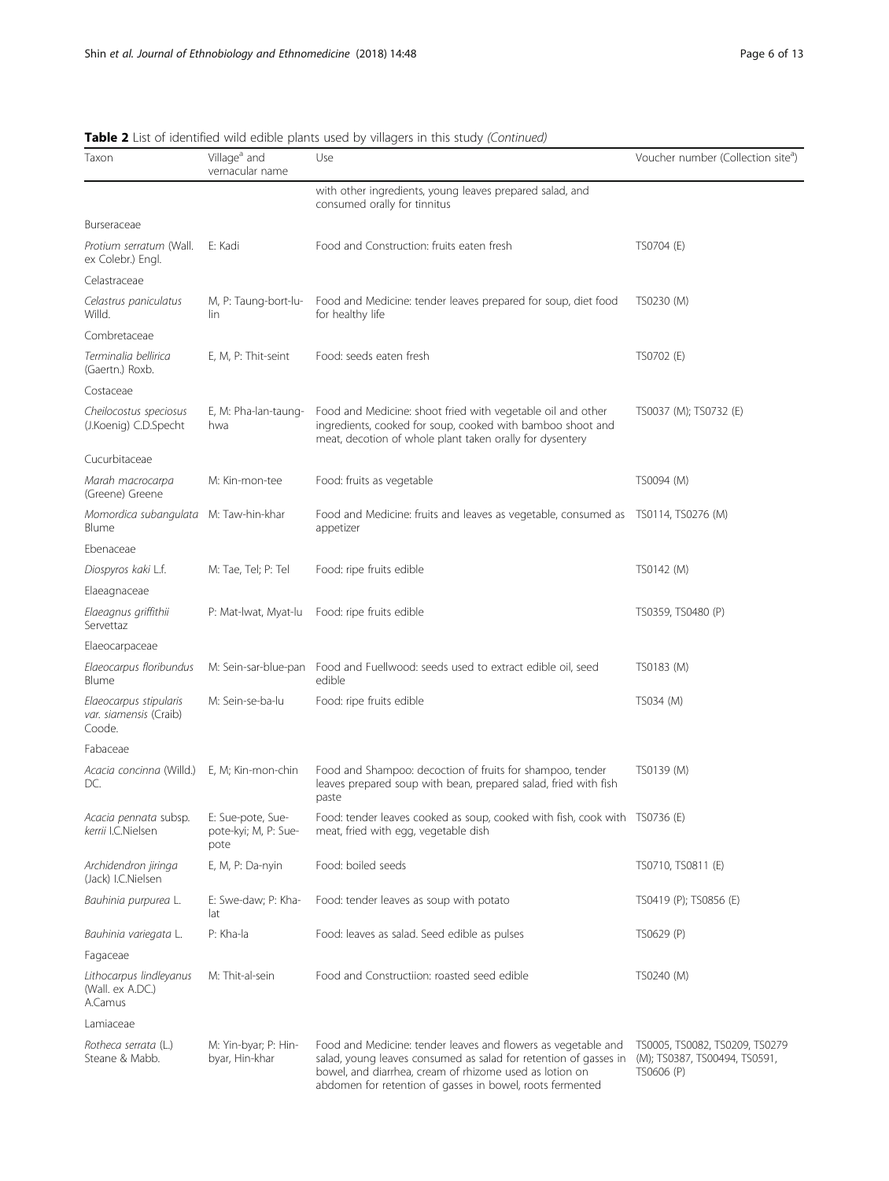**Table 2** List of identified wild edible plants used by villagers in this study *(Continued)*

| Taxon | Village[a] and vernacular name | Use | Voucher number (Collection site[a]) |
|---|---|---|---|
| | | with other ingredients, young leaves prepared salad, and consumed orally for tinnitus | |
| Burseraceae | | | |
| *Protium serratum* (Wall. ex Colebr.) Engl. | E: Kadi | Food and Construction: fruits eaten fresh | TS0704 (E) |
| Celastraceae | | | |
| *Celastrus paniculatus* Willd. | M, P: Taung-bort-lu-lin | Food and Medicine: tender leaves prepared for soup, diet food for healthy life | TS0230 (M) |
| Combretaceae | | | |
| *Terminalia bellirica* (Gaertn.) Roxb. | E, M, P: Thit-seint | Food: seeds eaten fresh | TS0702 (E) |
| Costaceae | | | |
| *Cheilocostus speciosus* (J.Koenig) C.D.Specht | E, M: Pha-lan-taung-hwa | Food and Medicine: shoot fried with vegetable oil and other ingredients, cooked for soup, cooked with bamboo shoot and meat, decotion of whole plant taken orally for dysentery | TS0037 (M); TS0732 (E) |
| Cucurbitaceae | | | |
| *Marah macrocarpa* (Greene) Greene | M: Kin-mon-tee | Food: fruits as vegetable | TS0094 (M) |
| *Momordica subangulata* Blume | M: Taw-hin-khar | Food and Medicine: fruits and leaves as vegetable, consumed as appetizer | TS0114, TS0276 (M) |
| Ebenaceae | | | |
| *Diospyros kaki* L.f. | M: Tae, Tel; P: Tel | Food: ripe fruits edible | TS0142 (M) |
| Elaeagnaceae | | | |
| *Elaeagnus griffithii* Servettaz | P: Mat-lwat, Myat-lu | Food: ripe fruits edible | TS0359, TS0480 (P) |
| Elaeocarpaceae | | | |
| *Elaeocarpus floribundus* Blume | M: Sein-sar-blue-pan | Food and Fuellwood: seeds used to extract edible oil, seed edible | TS0183 (M) |
| *Elaeocarpus stipularis* var. *siamensis* (Craib) Coode. | M: Sein-se-ba-lu | Food: ripe fruits edible | TS034 (M) |
| Fabaceae | | | |
| *Acacia concinna* (Willd.) DC. | E, M; Kin-mon-chin | Food and Shampoo: decoction of fruits for shampoo, tender leaves prepared soup with bean, prepared salad, fried with fish paste | TS0139 (M) |
| *Acacia pennata* subsp. *kerrii* I.C.Nielsen | E: Sue-pote, Sue-pote-kyi; M, P: Sue-pote | Food: tender leaves cooked as soup, cooked with fish, cook with meat, fried with egg, vegetable dish | TS0736 (E) |
| *Archidendron jiringa* (Jack) I.C.Nielsen | E, M, P: Da-nyin | Food: boiled seeds | TS0710, TS0811 (E) |
| *Bauhinia purpurea* L. | E: Swe-daw; P: Kha-lat | Food: tender leaves as soup with potato | TS0419 (P); TS0856 (E) |
| *Bauhinia variegata* L. | P: Kha-la | Food: leaves as salad. Seed edible as pulses | TS0629 (P) |
| Fagaceae | | | |
| *Lithocarpus lindleyanus* (Wall. ex A.DC.) A.Camus | M: Thit-al-sein | Food and Constructiion: roasted seed edible | TS0240 (M) |
| Lamiaceae | | | |
| *Rotheca serrata* (L.) Steane & Mabb. | M: Yin-byar; P: Hin-byar, Hin-khar | Food and Medicine: tender leaves and flowers as vegetable and salad, young leaves consumed as salad for retention of gasses in bowel, and diarrhea, cream of rhizome used as lotion on abdomen for retention of gasses in bowel, roots fermented | TS0005, TS0082, TS0209, TS0279 (M); TS0387, TS00494, TS0591, TS0606 (P) |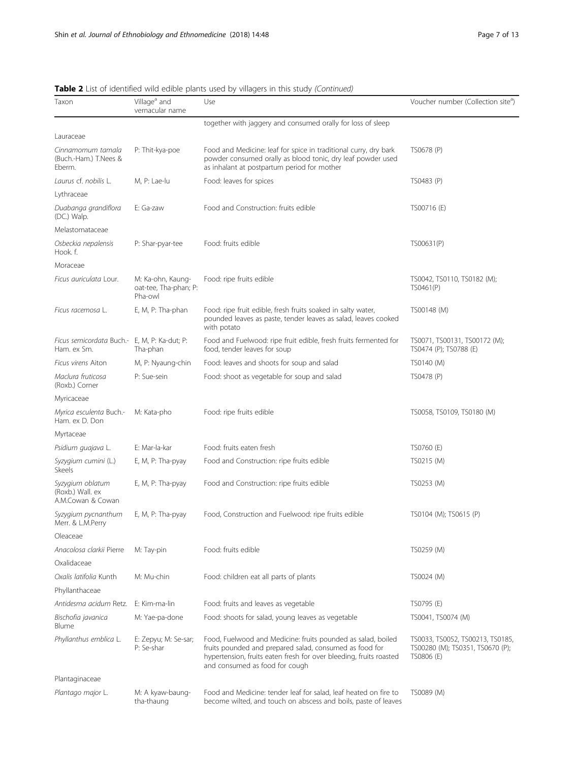**Table 2** List of identified wild edible plants used by villagers in this study *(Continued)*

| Taxon | Village[a] and vernacular name | Use | Voucher number (Collection site[a]) |
|---|---|---|---|
| | | together with jaggery and consumed orally for loss of sleep | |
| Lauraceae | | | |
| *Cinnamomum tamala* (Buch.-Ham.) T.Nees & Eberm. | P: Thit-kya-poe | Food and Medicine: leaf for spice in traditional curry, dry bark powder consumed orally as blood tonic, dry leaf powder used as inhalant at postpartum period for mother | TS0678 (P) |
| *Laurus* cf. *nobilis* L. | M, P: Lae-lu | Food: leaves for spices | TS0483 (P) |
| Lythraceae | | | |
| *Duabanga grandiflora* (DC.) Walp. | E: Ga-zaw | Food and Construction: fruits edible | TS00716 (E) |
| Melastomataceae | | | |
| *Osbeckia nepalensis* Hook. f. | P: Shar-pyar-tee | Food: fruits edible | TS00631(P) |
| Moraceae | | | |
| *Ficus auriculata* Lour. | M: Ka-ohn, Kaung-oat-tee, Tha-phan; P: Pha-owl | Food: ripe fruits edible | TS0042, TS0110, TS0182 (M); TS0461(P) |
| *Ficus racemosa* L. | E, M, P: Tha-phan | Food: ripe fruit edible, fresh fruits soaked in salty water, pounded leaves as paste, tender leaves as salad, leaves cooked with potato | TS00148 (M) |
| *Ficus semicordata* Buch.-Ham. ex Sm. | E, M, P: Ka-dut; P: Tha-phan | Food and Fuelwood: ripe fruit edible, fresh fruits fermented for food, tender leaves for soup | TS0071, TS00131, TS00172 (M); TS0474 (P); TS0788 (E) |
| *Ficus virens* Aiton | M, P: Nyaung-chin | Food: leaves and shoots for soup and salad | TS0140 (M) |
| *Maclura fruticosa* (Roxb.) Corner | P: Sue-sein | Food: shoot as vegetable for soup and salad | TS0478 (P) |
| Myricaceae | | | |
| *Myrica esculenta* Buch.-Ham. ex D. Don | M: Kata-pho | Food: ripe fruits edible | TS0058, TS0109, TS0180 (M) |
| Myrtaceae | | | |
| *Psidium guajava* L. | E: Mar-la-kar | Food: fruits eaten fresh | TS0760 (E) |
| *Syzygium cumini* (L.) Skeels | E, M, P: Tha-pyay | Food and Construction: ripe fruits edible | TS0215 (M) |
| *Syzygium oblatum* (Roxb.) Wall. ex A.M.Cowan & Cowan | E, M, P: Tha-pyay | Food and Construction: ripe fruits edible | TS0253 (M) |
| *Syzygium pycnanthum* Merr. & L.M.Perry | E, M, P: Tha-pyay | Food, Construction and Fuelwood: ripe fruits edible | TS0104 (M); TS0615 (P) |
| Oleaceae | | | |
| *Anacolosa clarkii* Pierre | M: Tay-pin | Food: fruits edible | TS0259 (M) |
| Oxalidaceae | | | |
| *Oxalis latifolia* Kunth | M: Mu-chin | Food: children eat all parts of plants | TS0024 (M) |
| Phyllanthaceae | | | |
| *Antidesma acidum* Retz. | E: Kim-ma-lin | Food: fruits and leaves as vegetable | TS0795 (E) |
| *Bischofia javanica* Blume | M: Yae-pa-done | Food: shoots for salad, young leaves as vegetable | TS0041, TS0074 (M) |
| *Phyllanthus emblica* L. | E: Zepyu; M: Se-sar; P: Se-shar | Food, Fuelwood and Medicine: fruits pounded as salad, boiled fruits pounded and prepared salad, consumed as food for hypertension, fruits eaten fresh for over bleeding, fruits roasted and consumed as food for cough | TS0033, TS0052, TS00213, TS0185, TS00280 (M); TS0351, TS0670 (P); TS0806 (E) |
| Plantaginaceae | | | |
| *Plantago major* L. | M: A kyaw-baung-tha-thaung | Food and Medicine: tender leaf for salad, leaf heated on fire to become wilted, and touch on abscess and boils, paste of leaves | TS0089 (M) |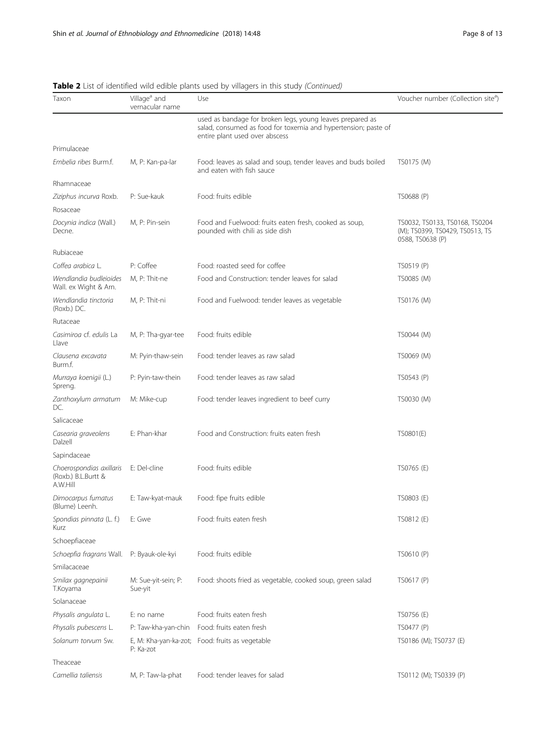**Table 2** List of identified wild edible plants used by villagers in this study *(Continued)*

| Taxon | Village[a] and vernacular name | Use | Voucher number (Collection site[a]) |
| --- | --- | --- | --- |
| | | used as bandage for broken legs, young leaves prepared as salad, consumed as food for toxemia and hypertension; paste of entire plant used over abscess | |
| Primulaceae | | | |
| *Embelia ribes* Burm.f. | M, P: Kan-pa-lar | Food: leaves as salad and soup, tender leaves and buds boiled and eaten with fish sauce | TS0175 (M) |
| Rhamnaceae | | | |
| *Ziziphus incurva* Roxb. | P: Sue-kauk | Food: fruits edible | TS0688 (P) |
| Rosaceae | | | |
| *Docynia indica* (Wall.) Decne. | M, P: Pin-sein | Food and Fuelwood: fruits eaten fresh, cooked as soup, pounded with chili as side dish | TS0032, TS0133, TS0168, TS0204 (M); TS0399, TS0429, TS0513, TS 0588, TS0638 (P) |
| Rubiaceae | | | |
| *Coffea arabica* L. | P: Coffee | Food: roasted seed for coffee | TS0519 (P) |
| *Wendlandia budleioides* Wall. ex Wight & Arn. | M, P: Thit-ne | Food and Construction: tender leaves for salad | TS0085 (M) |
| *Wendlandia tinctoria* (Roxb.) DC. | M, P: Thit-ni | Food and Fuelwood: tender leaves as vegetable | TS0176 (M) |
| Rutaceae | | | |
| *Casimiroa* cf. *edulis* La Llave | M, P: Tha-gyar-tee | Food: fruits edible | TS0044 (M) |
| *Clausena excavata* Burm.f. | M: Pyin-thaw-sein | Food: tender leaves as raw salad | TS0069 (M) |
| *Murraya koenigii* (L.) Spreng. | P: Pyin-taw-thein | Food: tender leaves as raw salad | TS0543 (P) |
| *Zanthoxylum armatum* DC. | M: Mike-cup | Food: tender leaves ingredient to beef curry | TS0030 (M) |
| Salicaceae | | | |
| *Casearia graveolens* Dalzell | E: Phan-khar | Food and Construction: fruits eaten fresh | TS0801(E) |
| Sapindaceae | | | |
| *Choerospondias axillaris* (Roxb.) B.L.Burtt & A.W.Hill | E: Del-cline | Food: fruits edible | TS0765 (E) |
| *Dimocarpus fumatus* (Blume) Leenh. | E: Taw-kyat-mauk | Food: fipe fruits edible | TS0803 (E) |
| *Spondias pinnata* (L. f.) Kurz | E: Gwe | Food: fruits eaten fresh | TS0812 (E) |
| Schoepfiaceae | | | |
| *Schoepfia fragrans* Wall. | P: Byauk-ole-kyi | Food: fruits edible | TS0610 (P) |
| Smilacaceae | | | |
| *Smilax gagnepainii* T.Koyama | M: Sue-yit-sein; P: Sue-yit | Food: shoots fried as vegetable, cooked soup, green salad | TS0617 (P) |
| Solanaceae | | | |
| *Physalis angulata* L. | E: no name | Food: fruits eaten fresh | TS0756 (E) |
| *Physalis pubescens* L. | P: Taw-kha-yan-chin | Food: fruits eaten fresh | TS0477 (P) |
| *Solanum torvum* Sw. | E, M: Kha-yan-ka-zot; P: Ka-zot | Food: fruits as vegetable | TS0186 (M); TS0737 (E) |
| Theaceae | | | |
| *Camellia taliensis* | M, P: Taw-la-phat | Food: tender leaves for salad | TS0112 (M); TS0339 (P) |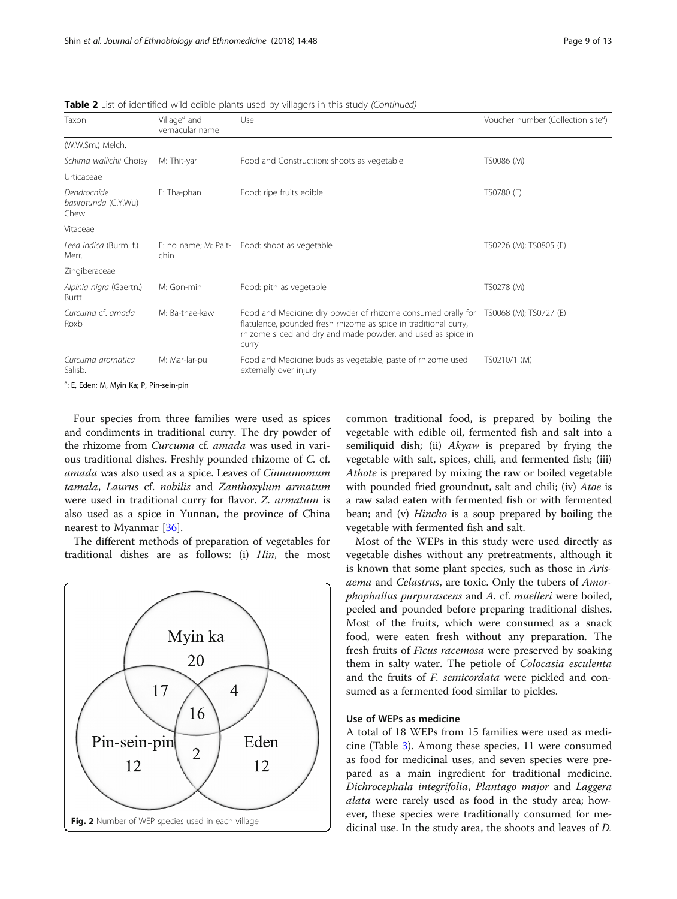**Table 2** List of identified wild edible plants used by villagers in this study *(Continued)*

| Taxon | Village[a] and vernacular name | Use | Voucher number (Collection site[a]) |
|---|---|---|---|
| (W.W.Sm.) Melch. | | | |
| *Schima wallichii* Choisy | M: Thit-yar | Food and Constructiion: shoots as vegetable | TS0086 (M) |
| Urticaceae | | | |
| *Dendrocnide basirotunda* (C.Y.Wu) Chew | E: Tha-phan | Food: ripe fruits edible | TS0780 (E) |
| Vitaceae | | | |
| *Leea indica* (Burm. f.) Merr. | E: no name; M: Pait-chin | Food: shoot as vegetable | TS0226 (M); TS0805 (E) |
| Zingiberaceae | | | |
| *Alpinia nigra* (Gaertn.) Burtt | M: Gon-min | Food: pith as vegetable | TS0278 (M) |
| *Curcuma* cf. *amada* Roxb | M: Ba-thae-kaw | Food and Medicine: dry powder of rhizome consumed orally for flatulence, pounded fresh rhizome as spice in traditional curry, rhizome sliced and dry and made powder, and used as spice in curry | TS0068 (M); TS0727 (E) |
| *Curcuma aromatica* Salisb. | M: Mar-lar-pu | Food and Medicine: buds as vegetable, paste of rhizome used externally over injury | TS0210/1 (M) |

[a]: E, Eden; M, Myin Ka; P, Pin-sein-pin

Four species from three families were used as spices and condiments in traditional curry. The dry powder of the rhizome from *Curcuma* cf. *amada* was used in various traditional dishes. Freshly pounded rhizome of *C.* cf. *amada* was also used as a spice. Leaves of *Cinnamomum tamala*, *Laurus* cf. *nobilis* and *Zanthoxylum armatum* were used in traditional curry for flavor. *Z. armatum* is also used as a spice in Yunnan, the province of China nearest to Myanmar [36].

The different methods of preparation of vegetables for traditional dishes are as follows: (i) *Hin*, the most common traditional food, is prepared by boiling the vegetable with edible oil, fermented fish and salt into a semiliquid dish; (ii) *Akyaw* is prepared by frying the vegetable with salt, spices, chili, and fermented fish; (iii) *Athote* is prepared by mixing the raw or boiled vegetable with pounded fried groundnut, salt and chili; (iv) *Atoe* is a raw salad eaten with fermented fish or with fermented bean; and (v) *Hincho* is a soup prepared by boiling the vegetable with fermented fish and salt.

Fig. 2 Number of WEP species used in each village

Most of the WEPs in this study were used directly as vegetable dishes without any pretreatments, although it is known that some plant species, such as those in *Arisaema* and *Celastrus*, are toxic. Only the tubers of *Amorphophallus purpurascens* and *A.* cf. *muelleri* were boiled, peeled and pounded before preparing traditional dishes. Most of the fruits, which were consumed as a snack food, were eaten fresh without any preparation. The fresh fruits of *Ficus racemosa* were preserved by soaking them in salty water. The petiole of *Colocasia esculenta* and the fruits of *F. semicordata* were pickled and consumed as a fermented food similar to pickles.

### Use of WEPs as medicine

A total of 18 WEPs from 15 families were used as medicine (Table 3). Among these species, 11 were consumed as food for medicinal uses, and seven species were prepared as a main ingredient for traditional medicine. *Dichrocephala integrifolia*, *Plantago major* and *Laggera alata* were rarely used as food in the study area; however, these species were traditionally consumed for medicinal use. In the study area, the shoots and leaves of *D.*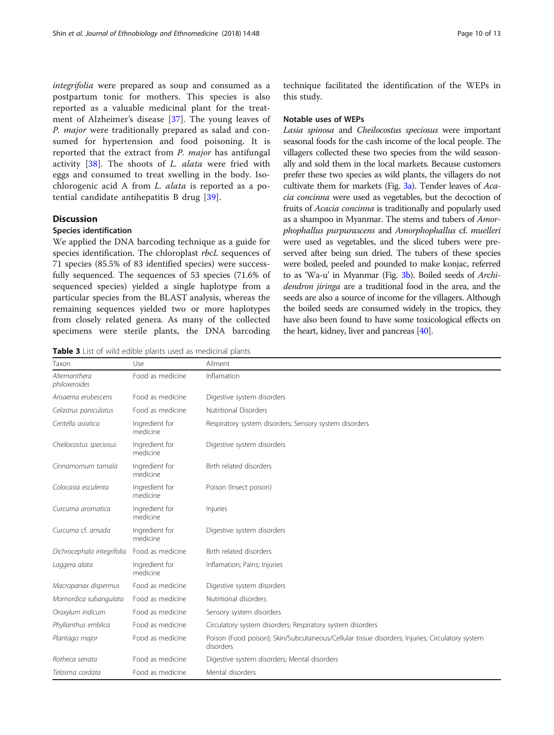*integrifolia* were prepared as soup and consumed as a postpartum tonic for mothers. This species is also reported as a valuable medicinal plant for the treatment of Alzheimer's disease [37]. The young leaves of *P. major* were traditionally prepared as salad and consumed for hypertension and food poisoning. It is reported that the extract from *P. major* has antifungal activity [38]. The shoots of *L. alata* were fried with eggs and consumed to treat swelling in the body. Isochlorogenic acid A from *L. alata* is reported as a potential candidate antihepatitis B drug [39].

## Discussion

### Species identification

We applied the DNA barcoding technique as a guide for species identification. The chloroplast *rbcL* sequences of 71 species (85.5% of 83 identified species) were successfully sequenced. The sequences of 53 species (71.6% of sequenced species) yielded a single haplotype from a particular species from the BLAST analysis, whereas the remaining sequences yielded two or more haplotypes from closely related genera. As many of the collected specimens were sterile plants, the DNA barcoding technique facilitated the identification of the WEPs in this study.

### Notable uses of WEPs

*Lasia spinosa* and *Cheilocostus speciosus* were important seasonal foods for the cash income of the local people. The villagers collected these two species from the wild seasonally and sold them in the local markets. Because customers prefer these two species as wild plants, the villagers do not cultivate them for markets (Fig. 3a). Tender leaves of *Acacia concinna* were used as vegetables, but the decoction of fruits of *Acacia concinna* is traditionally and popularly used as a shampoo in Myanmar. The stems and tubers of *Amorphophallus purpurascens* and *Amorphophallus* cf. *muelleri* were used as vegetables, and the sliced tubers were preserved after being sun dried. The tubers of these species were boiled, peeled and pounded to make konjac, referred to as 'Wa-u' in Myanmar (Fig. 3b). Boiled seeds of *Archidendron jiringa* are a traditional food in the area, and the seeds are also a source of income for the villagers. Although the boiled seeds are consumed widely in the tropics, they have also been found to have some toxicological effects on the heart, kidney, liver and pancreas [40].

**Table 3** List of wild edible plants used as medicinal plants

| Taxon | Use | Ailment |
|---|---|---|
| *Alternanthera philoxeroides* | Food as medicine | Inflamation |
| *Arisaema erubescens* | Food as medicine | Digestive system disorders |
| *Celastrus paniculatus* | Food as medicine | Nutritional Disorders |
| *Centella asiatica* | Ingredient for medicine | Respiratory system disorders; Sensory system disorders |
| *Cheilocostus speciosus* | Ingredient for medicine | Digestive system disorders |
| *Cinnamomum tamala* | Ingredient for medicine | Birth related disorders |
| *Colocasia esculenta* | Ingredient for medicine | Poison (Insect poison) |
| *Curcuma aromatica* | Ingredient for medicine | Injuries |
| *Curcuma* cf. *amada* | Ingredient for medicine | Digestive system disorders |
| *Dichrocephala integrifolia* | Food as medicine | Birth related disorders |
| *Laggera alata* | Ingredient for medicine | Inflamation; Pains; Injuries |
| *Macropanax dispermus* | Food as medicine | Digestive system disorders |
| *Momordica subangulata* | Food as medicine | Nutritional disorders |
| *Oroxylum indicum* | Food as medicine | Sensory system disorders |
| *Phyllanthus emblica* | Food as medicine | Circulatory system disorders; Respiratory system disorders |
| *Plantago major* | Food as medicine | Poison (Food poison); Skin/Subcutaneous/Cellular tissue disorders; Injuries; Circulatory system disorders |
| *Rotheca serrata* | Food as medicine | Digestive system disorders; Mental disorders |
| *Telosma cordata* | Food as medicine | Mental disorders |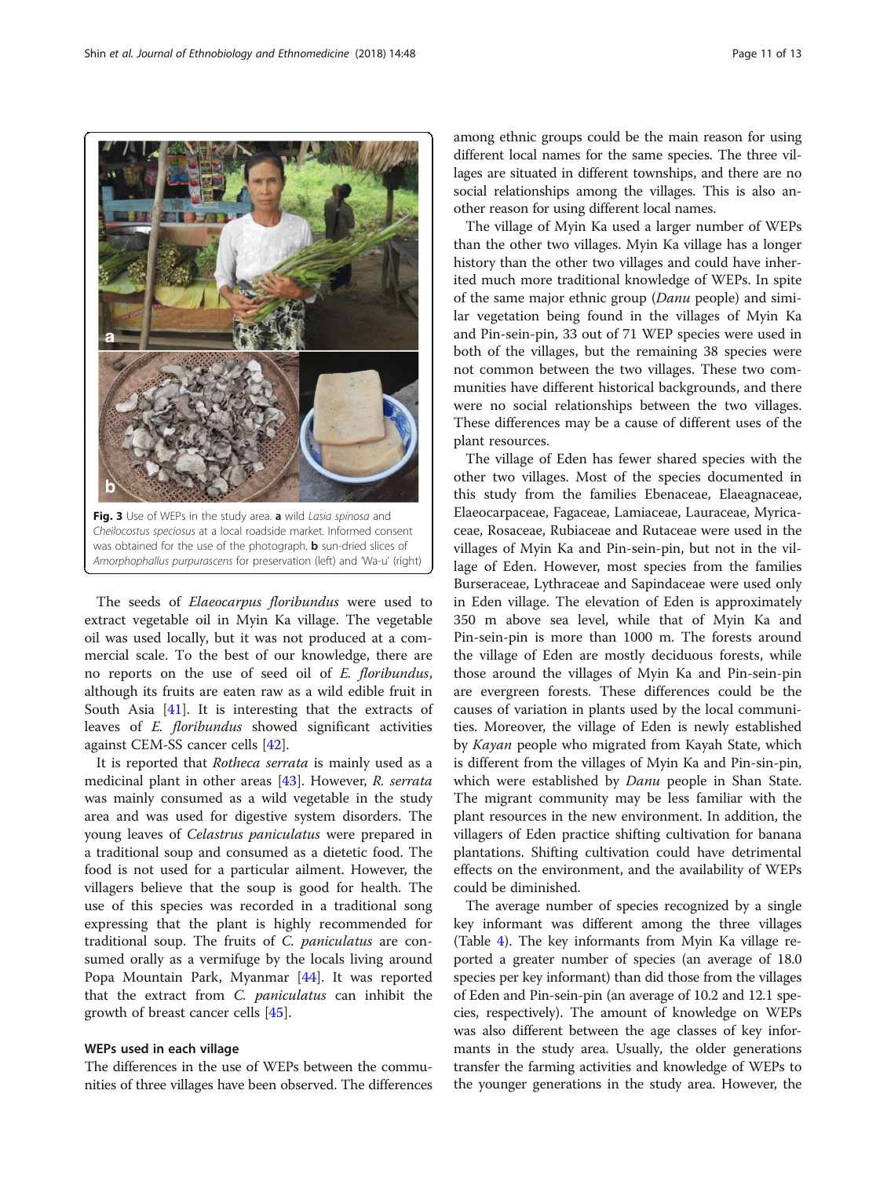Fig. 3 Use of WEPs in the study area. **a** wild *Lasia spinosa* and *Cheilocostus speciosus* at a local roadside market. Informed consent was obtained for the use of the photograph. **b** sun-dried slices of *Amorphophallus purpurascens* for preservation (left) and 'Wa-u' (right)

The seeds of *Elaeocarpus floribundus* were used to extract vegetable oil in Myin Ka village. The vegetable oil was used locally, but it was not produced at a commercial scale. To the best of our knowledge, there are no reports on the use of seed oil of *E. floribundus*, although its fruits are eaten raw as a wild edible fruit in South Asia [41]. It is interesting that the extracts of leaves of *E. floribundus* showed significant activities against CEM-SS cancer cells [42].

It is reported that *Rotheca serrata* is mainly used as a medicinal plant in other areas [43]. However, *R. serrata* was mainly consumed as a wild vegetable in the study area and was used for digestive system disorders. The young leaves of *Celastrus paniculatus* were prepared in a traditional soup and consumed as a dietetic food. The food is not used for a particular ailment. However, the villagers believe that the soup is good for health. The use of this species was recorded in a traditional song expressing that the plant is highly recommended for traditional soup. The fruits of *C. paniculatus* are consumed orally as a vermifuge by the locals living around Popa Mountain Park, Myanmar [44]. It was reported that the extract from *C. paniculatus* can inhibit the growth of breast cancer cells [45].

### WEPs used in each village

The differences in the use of WEPs between the communities of three villages have been observed. The differences among ethnic groups could be the main reason for using different local names for the same species. The three villages are situated in different townships, and there are no social relationships among the villages. This is also another reason for using different local names.

The village of Myin Ka used a larger number of WEPs than the other two villages. Myin Ka village has a longer history than the other two villages and could have inherited much more traditional knowledge of WEPs. In spite of the same major ethnic group (*Danu* people) and similar vegetation being found in the villages of Myin Ka and Pin-sein-pin, 33 out of 71 WEP species were used in both of the villages, but the remaining 38 species were not common between the two villages. These two communities have different historical backgrounds, and there were no social relationships between the two villages. These differences may be a cause of different uses of the plant resources.

The village of Eden has fewer shared species with the other two villages. Most of the species documented in this study from the families Ebenaceae, Elaeagnaceae, Elaeocarpaceae, Fagaceae, Lamiaceae, Lauraceae, Myricaceae, Rosaceae, Rubiaceae and Rutaceae were used in the villages of Myin Ka and Pin-sein-pin, but not in the village of Eden. However, most species from the families Burseraceae, Lythraceae and Sapindaceae were used only in Eden village. The elevation of Eden is approximately 350 m above sea level, while that of Myin Ka and Pin-sein-pin is more than 1000 m. The forests around the village of Eden are mostly deciduous forests, while those around the villages of Myin Ka and Pin-sein-pin are evergreen forests. These differences could be the causes of variation in plants used by the local communities. Moreover, the village of Eden is newly established by *Kayan* people who migrated from Kayah State, which is different from the villages of Myin Ka and Pin-sin-pin, which were established by *Danu* people in Shan State. The migrant community may be less familiar with the plant resources in the new environment. In addition, the villagers of Eden practice shifting cultivation for banana plantations. Shifting cultivation could have detrimental effects on the environment, and the availability of WEPs could be diminished.

The average number of species recognized by a single key informant was different among the three villages (Table 4). The key informants from Myin Ka village reported a greater number of species (an average of 18.0 species per key informant) than did those from the villages of Eden and Pin-sein-pin (an average of 10.2 and 12.1 species, respectively). The amount of knowledge on WEPs was also different between the age classes of key informants in the study area. Usually, the older generations transfer the farming activities and knowledge of WEPs to the younger generations in the study area. However, the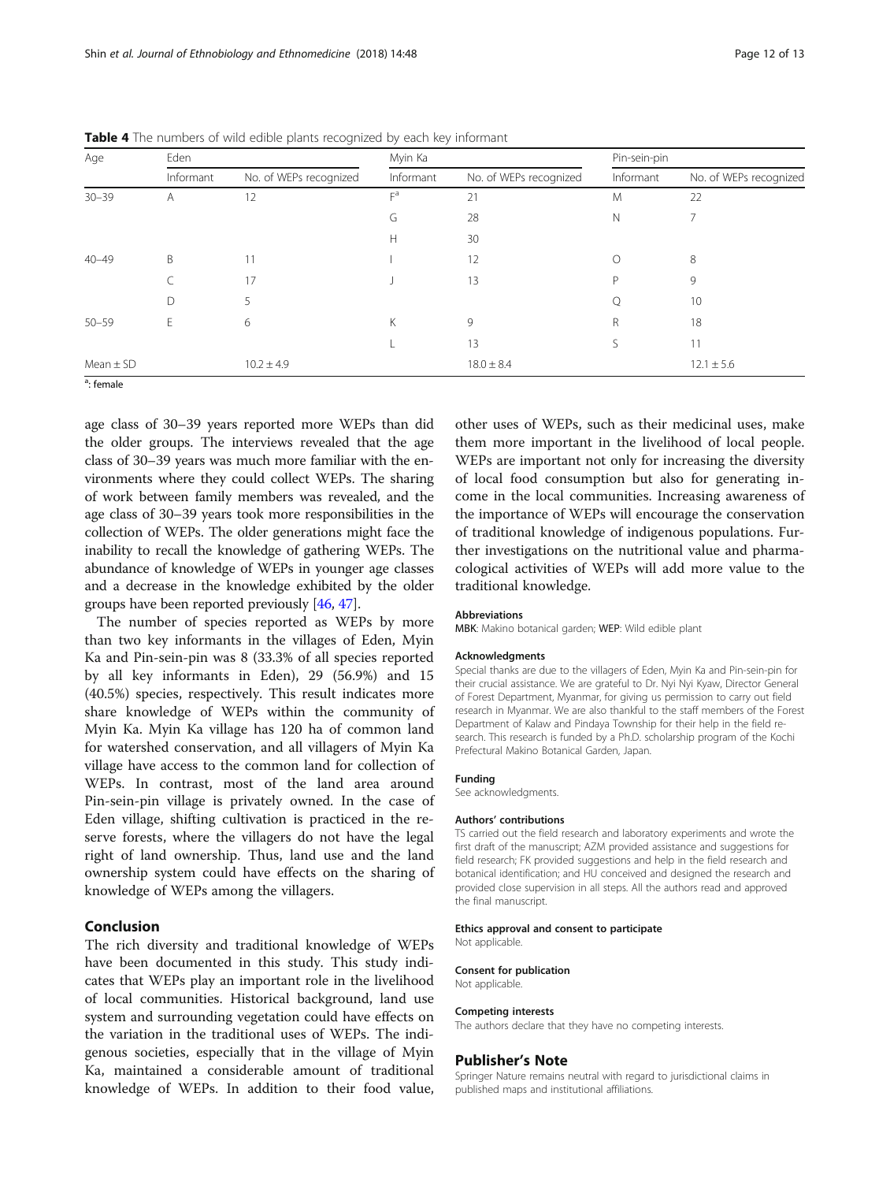**Table 4** The numbers of wild edible plants recognized by each key informant

| Age | Eden | | Myin Ka | | Pin-sein-pin | |
|---|---|---|---|---|---|---|
| | Informant | No. of WEPs recognized | Informant | No. of WEPs recognized | Informant | No. of WEPs recognized |
| 30–39 | A | 12 | F[a] | 21 | M | 22 |
| | | | G | 28 | N | 7 |
| | | | H | 30 | | |
| 40–49 | B | 11 | I | 12 | O | 8 |
| | C | 17 | J | 13 | P | 9 |
| | D | 5 | | | Q | 10 |
| 50–59 | E | 6 | K | 9 | R | 18 |
| | | | L | 13 | S | 11 |
| Mean ± SD | | 10.2 ± 4.9 | | 18.0 ± 8.4 | | 12.1 ± 5.6 |

[a]: female

age class of 30–39 years reported more WEPs than did the older groups. The interviews revealed that the age class of 30–39 years was much more familiar with the environments where they could collect WEPs. The sharing of work between family members was revealed, and the age class of 30–39 years took more responsibilities in the collection of WEPs. The older generations might face the inability to recall the knowledge of gathering WEPs. The abundance of knowledge of WEPs in younger age classes and a decrease in the knowledge exhibited by the older groups have been reported previously [46, 47].

The number of species reported as WEPs by more than two key informants in the villages of Eden, Myin Ka and Pin-sein-pin was 8 (33.3% of all species reported by all key informants in Eden), 29 (56.9%) and 15 (40.5%) species, respectively. This result indicates more share knowledge of WEPs within the community of Myin Ka. Myin Ka village has 120 ha of common land for watershed conservation, and all villagers of Myin Ka village have access to the common land for collection of WEPs. In contrast, most of the land area around Pin-sein-pin village is privately owned. In the case of Eden village, shifting cultivation is practiced in the reserve forests, where the villagers do not have the legal right of land ownership. Thus, land use and the land ownership system could have effects on the sharing of knowledge of WEPs among the villagers.

## Conclusion

The rich diversity and traditional knowledge of WEPs have been documented in this study. This study indicates that WEPs play an important role in the livelihood of local communities. Historical background, land use system and surrounding vegetation could have effects on the variation in the traditional uses of WEPs. The indigenous societies, especially that in the village of Myin Ka, maintained a considerable amount of traditional knowledge of WEPs. In addition to their food value, other uses of WEPs, such as their medicinal uses, make them more important in the livelihood of local people. WEPs are important not only for increasing the diversity of local food consumption but also for generating income in the local communities. Increasing awareness of the importance of WEPs will encourage the conservation of traditional knowledge of indigenous populations. Further investigations on the nutritional value and pharmacological activities of WEPs will add more value to the traditional knowledge.

#### Abbreviations

**MBK**: Makino botanical garden; **WEP**: Wild edible plant

#### Acknowledgments

Special thanks are due to the villagers of Eden, Myin Ka and Pin-sein-pin for their crucial assistance. We are grateful to Dr. Nyi Nyi Kyaw, Director General of Forest Department, Myanmar, for giving us permission to carry out field research in Myanmar. We are also thankful to the staff members of the Forest Department of Kalaw and Pindaya Township for their help in the field research. This research is funded by a Ph.D. scholarship program of the Kochi Prefectural Makino Botanical Garden, Japan.

#### Funding

See acknowledgments.

#### Authors' contributions

TS carried out the field research and laboratory experiments and wrote the first draft of the manuscript; AZM provided assistance and suggestions for field research; FK provided suggestions and help in the field research and botanical identification; and HU conceived and designed the research and provided close supervision in all steps. All the authors read and approved the final manuscript.

#### Ethics approval and consent to participate

Not applicable.

#### Consent for publication

Not applicable.

#### Competing interests

The authors declare that they have no competing interests.

## Publisher's Note

Springer Nature remains neutral with regard to jurisdictional claims in published maps and institutional affiliations.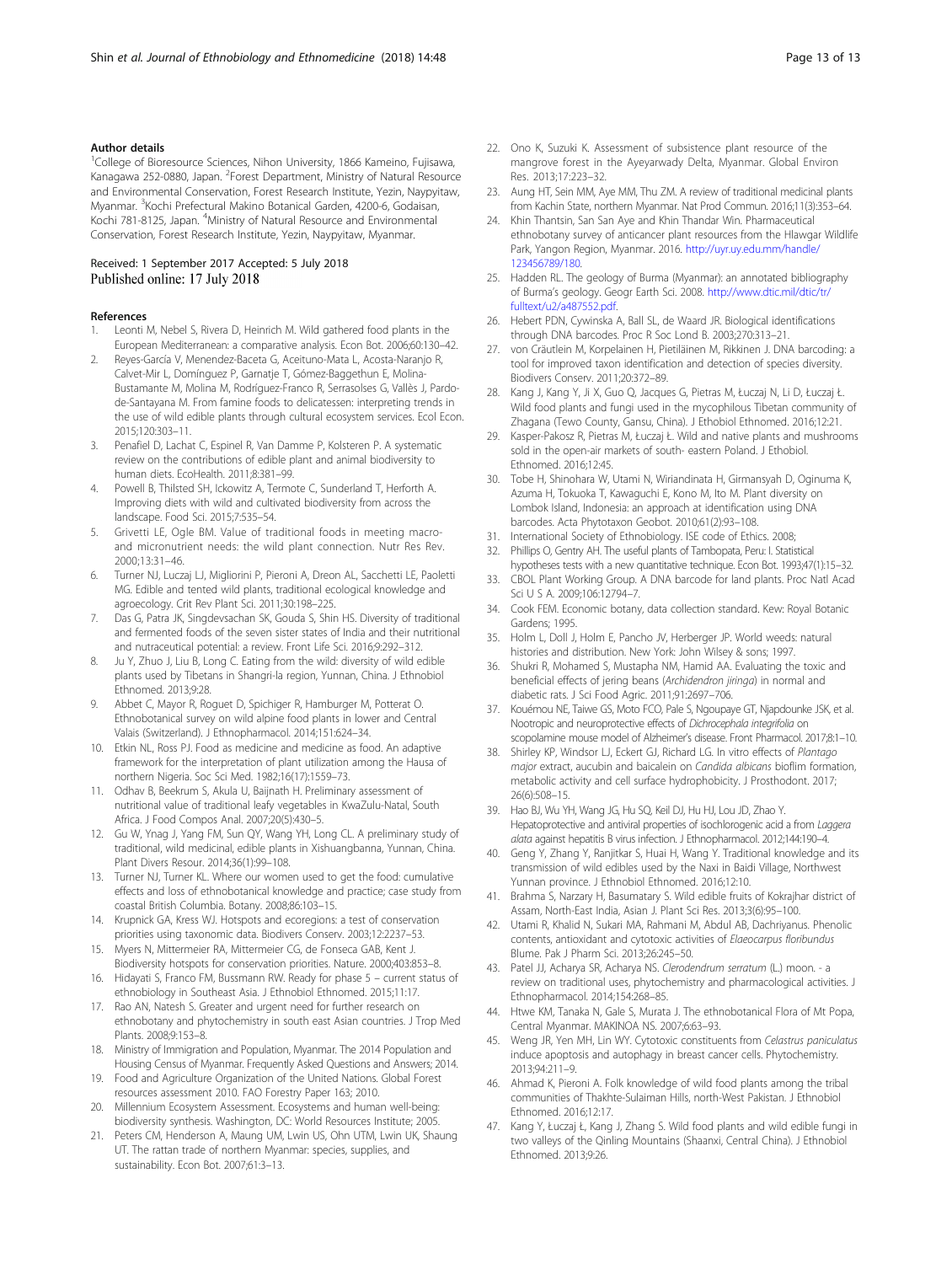### Author details

[1]College of Bioresource Sciences, Nihon University, 1866 Kameino, Fujisawa, Kanagawa 252-0880, Japan. [2]Forest Department, Ministry of Natural Resource and Environmental Conservation, Forest Research Institute, Yezin, Naypyitaw, Myanmar. [3]Kochi Prefectural Makino Botanical Garden, 4200-6, Godaisan, Kochi 781-8125, Japan. [4]Ministry of Natural Resource and Environmental Conservation, Forest Research Institute, Yezin, Naypyitaw, Myanmar.

Received: 1 September 2017 Accepted: 5 July 2018
Published online: 17 July 2018

### References

1. Leonti M, Nebel S, Rivera D, Heinrich M. Wild gathered food plants in the European Mediterranean: a comparative analysis. Econ Bot. 2006;60:130–42.
2. Reyes-García V, Menendez-Baceta G, Aceituno-Mata L, Acosta-Naranjo R, Calvet-Mir L, Domínguez P, Garnatje T, Gómez-Baggethun E, Molina-Bustamante M, Molina M, Rodríguez-Franco R, Serrasolses G, Vallès J, Pardo-de-Santayana M. From famine foods to delicatessen: interpreting trends in the use of wild edible plants through cultural ecosystem services. Ecol Econ. 2015;120:303–11.
3. Penafiel D, Lachat C, Espinel R, Van Damme P, Kolsteren P. A systematic review on the contributions of edible plant and animal biodiversity to human diets. EcoHealth. 2011;8:381–99.
4. Powell B, Thilsted SH, Ickowitz A, Termote C, Sunderland T, Herforth A. Improving diets with wild and cultivated biodiversity from across the landscape. Food Sci. 2015;7:535–54.
5. Grivetti LE, Ogle BM. Value of traditional foods in meeting macro- and micronutrient needs: the wild plant connection. Nutr Res Rev. 2000;13:31–46.
6. Turner NJ, Luczaj LJ, Migliorini P, Pieroni A, Dreon AL, Sacchetti LE, Paoletti MG. Edible and tented wild plants, traditional ecological knowledge and agroecology. Crit Rev Plant Sci. 2011;30:198–225.
7. Das G, Patra JK, Singdevsachan SK, Gouda S, Shin HS. Diversity of traditional and fermented foods of the seven sister states of India and their nutritional and nutraceutical potential: a review. Front Life Sci. 2016;9:292–312.
8. Ju Y, Zhuo J, Liu B, Long C. Eating from the wild: diversity of wild edible plants used by Tibetans in Shangri-la region, Yunnan, China. J Ethnobiol Ethnomed. 2013;9:28.
9. Abbet C, Mayor R, Roguet D, Spichiger R, Hamburger M, Potterat O. Ethnobotanical survey on wild alpine food plants in lower and Central Valais (Switzerland). J Ethnopharmacol. 2014;151:624–34.
10. Etkin NL, Ross PJ. Food as medicine and medicine as food. An adaptive framework for the interpretation of plant utilization among the Hausa of northern Nigeria. Soc Sci Med. 1982;16(17):1559–73.
11. Odhav B, Beekrum S, Akula U, Baijnath H. Preliminary assessment of nutritional value of traditional leafy vegetables in KwaZulu-Natal, South Africa. J Food Compos Anal. 2007;20(5):430–5.
12. Gu W, Ynag J, Yang FM, Sun QY, Wang YH, Long CL. A preliminary study of traditional, wild medicinal, edible plants in Xishuangbanna, Yunnan, China. Plant Divers Resour. 2014;36(1):99–108.
13. Turner NJ, Turner KL. Where our women used to get the food: cumulative effects and loss of ethnobotanical knowledge and practice; case study from coastal British Columbia. Botany. 2008;86:103–15.
14. Krupnick GA, Kress WJ. Hotspots and ecoregions: a test of conservation priorities using taxonomic data. Biodivers Conserv. 2003;12:2237–53.
15. Myers N, Mittermeier RA, Mittermeier CG, de Fonseca GAB, Kent J. Biodiversity hotspots for conservation priorities. Nature. 2000;403:853–8.
16. Hidayati S, Franco FM, Bussmann RW. Ready for phase 5 – current status of ethnobiology in Southeast Asia. J Ethnobiol Ethnomed. 2015;11:17.
17. Rao AN, Natesh S. Greater and urgent need for further research on ethnobotany and phytochemistry in south east Asian countries. J Trop Med Plants. 2008;9:153–8.
18. Ministry of Immigration and Population, Myanmar. The 2014 Population and Housing Census of Myanmar. Frequently Asked Questions and Answers; 2014.
19. Food and Agriculture Organization of the United Nations. Global Forest resources assessment 2010. FAO Forestry Paper 163; 2010.
20. Millennium Ecosystem Assessment. Ecosystems and human well-being: biodiversity synthesis. Washington, DC: World Resources Institute; 2005.
21. Peters CM, Henderson A, Maung UM, Lwin US, Ohn UTM, Lwin UK, Shaung UT. The rattan trade of northern Myanmar: species, supplies, and sustainability. Econ Bot. 2007;61:3–13.
22. Ono K, Suzuki K. Assessment of subsistence plant resource of the mangrove forest in the Ayeyarwady Delta, Myanmar. Global Environ Res. 2013;17:223–32.
23. Aung HT, Sein MM, Aye MM, Thu ZM. A review of traditional medicinal plants from Kachin State, northern Myanmar. Nat Prod Commun. 2016;11(3):353–64.
24. Khin Thantsin, San San Aye and Khin Thandar Win. Pharmaceutical ethnobotany survey of anticancer plant resources from the Hlawgar Wildlife Park, Yangon Region, Myanmar. 2016. http://uyr.uy.edu.mm/handle/123456789/180.
25. Hadden RL. The geology of Burma (Myanmar): an annotated bibliography of Burma's geology. Geogr Earth Sci. 2008. http://www.dtic.mil/dtic/tr/fulltext/u2/a487552.pdf.
26. Hebert PDN, Cywinska A, Ball SL, de Waard JR. Biological identifications through DNA barcodes. Proc R Soc Lond B. 2003;270:313–21.
27. von Cräutlein M, Korpelainen H, Pietiläinen M, Rikkinen J. DNA barcoding: a tool for improved taxon identification and detection of species diversity. Biodivers Conserv. 2011;20:372–89.
28. Kang J, Kang Y, Ji X, Guo Q, Jacques G, Pietras M, Łuczaj N, Li D, Łuczaj Ł. Wild food plants and fungi used in the mycophilous Tibetan community of Zhagana (Tewo County, Gansu, China). J Ethobiol Ethnomed. 2016;12:21.
29. Kasper-Pakosz R, Pietras M, Łuczaj Ł. Wild and native plants and mushrooms sold in the open-air markets of south- eastern Poland. J Ethobiol. Ethnomed. 2016;12:45.
30. Tobe H, Shinohara W, Utami N, Wiriandinata H, Girmansyah D, Oginuma K, Azuma H, Tokuoka T, Kawaguchi E, Kono M, Ito M. Plant diversity on Lombok Island, Indonesia: an approach at identification using DNA barcodes. Acta Phytotaxon Geobot. 2010;61(2):93–108.
31. International Society of Ethnobiology. ISE code of Ethics. 2008;
32. Phillips O, Gentry AH. The useful plants of Tambopata, Peru: I. Statistical hypotheses tests with a new quantitative technique. Econ Bot. 1993;47(1):15–32.
33. CBOL Plant Working Group. A DNA barcode for land plants. Proc Natl Acad Sci U S A. 2009;106:12794–7.
34. Cook FEM. Economic botany, data collection standard. Kew: Royal Botanic Gardens; 1995.
35. Holm L, Doll J, Holm E, Pancho JV, Herberger JP. World weeds: natural histories and distribution. New York: John Wilsey & sons; 1997.
36. Shukri R, Mohamed S, Mustapha NM, Hamid AA. Evaluating the toxic and beneficial effects of jering beans (*Archidendron jiringa*) in normal and diabetic rats. J Sci Food Agric. 2011;91:2697–706.
37. Kouémou NE, Taiwe GS, Moto FCO, Pale S, Ngoupaye GT, Njapdounke JSK, et al. Nootropic and neuroprotective effects of *Dichrocephala integrifolia* on scopolamine mouse model of Alzheimer's disease. Front Pharmacol. 2017;8:1–10.
38. Shirley KP, Windsor LJ, Eckert GJ, Richard LG. In vitro effects of *Plantago major* extract, aucubin and baicalein on *Candida albicans* bioflim formation, metabolic activity and cell surface hydrophobicity. J Prosthodont. 2017; 26(6):508–15.
39. Hao BJ, Wu YH, Wang JG, Hu SQ, Keil DJ, Hu HJ, Lou JD, Zhao Y. Hepatoprotective and antiviral properties of isochlorogenic acid a from *Laggera alata* against hepatitis B virus infection. J Ethnopharmacol. 2012;144:190–4.
40. Geng Y, Zhang Y, Ranjitkar S, Huai H, Wang Y. Traditional knowledge and its transmission of wild edibles used by the Naxi in Baidi Village, Northwest Yunnan province. J Ethnobiol Ethnomed. 2016;12:10.
41. Brahma S, Narzary H, Basumatary S. Wild edible fruits of Kokrajhar district of Assam, North-East India, Asian J. Plant Sci Res. 2013;3(6):95–100.
42. Utami R, Khalid N, Sukari MA, Rahmani M, Abdul AB, Dachriyanus. Phenolic contents, antioxidant and cytotoxic activities of *Elaeocarpus floribundus* Blume. Pak J Pharm Sci. 2013;26:245–50.
43. Patel JJ, Acharya SR, Acharya NS. *Clerodendrum serratum* (L.) moon. - a review on traditional uses, phytochemistry and pharmacological activities. J Ethnopharmacol. 2014;154:268–85.
44. Htwe KM, Tanaka N, Gale S, Murata J. The ethnobotanical Flora of Mt Popa, Central Myanmar. MAKINOA NS. 2007;6:63–93.
45. Weng JR, Yen MH, Lin WY. Cytotoxic constituents from *Celastrus paniculatus* induce apoptosis and autophagy in breast cancer cells. Phytochemistry. 2013;94:211–9.
46. Ahmad K, Pieroni A. Folk knowledge of wild food plants among the tribal communities of Thakhte-Sulaiman Hills, north-West Pakistan. J Ethnobiol Ethnomed. 2016;12:17.
47. Kang Y, Łuczaj Ł, Kang J, Zhang S. Wild food plants and wild edible fungi in two valleys of the Qinling Mountains (Shaanxi, Central China). J Ethnobiol Ethnomed. 2013;9:26.